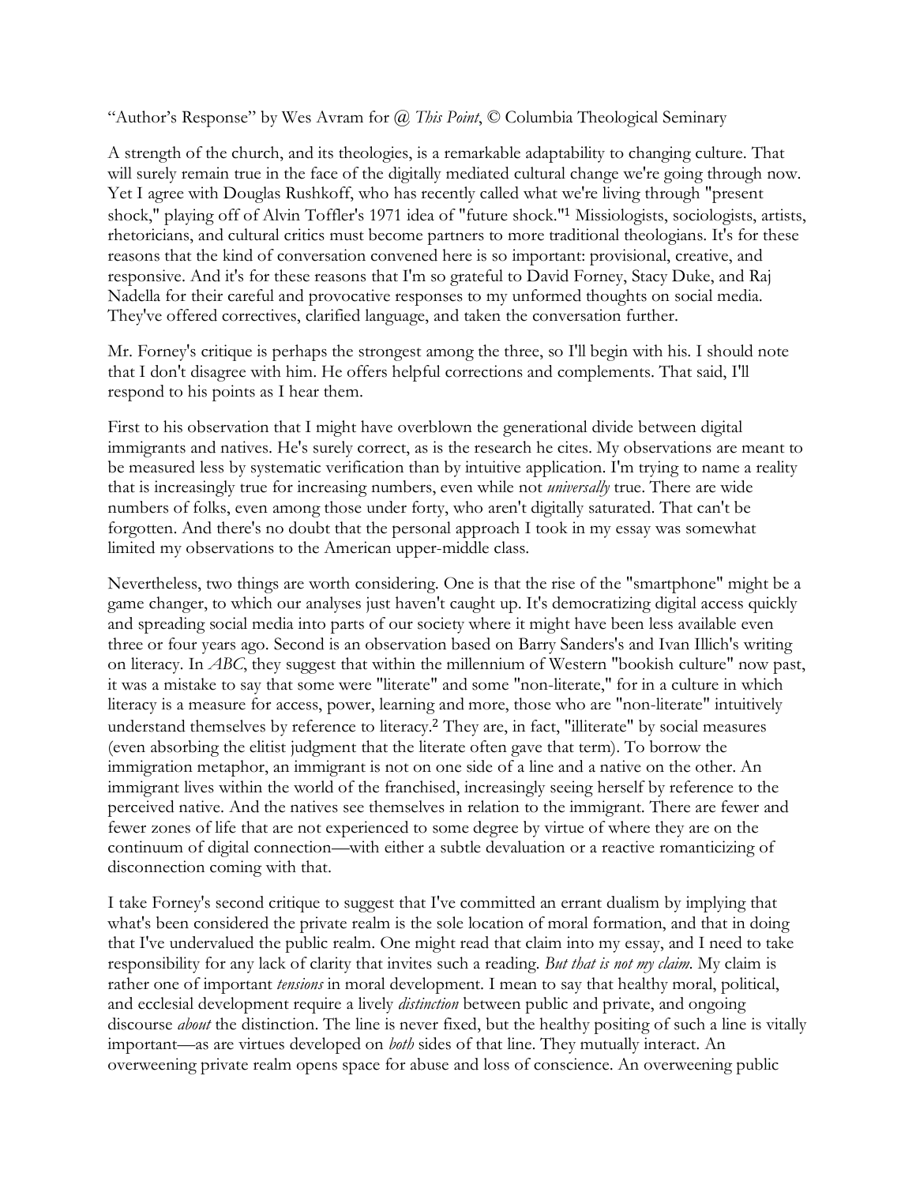"Author's Response" by Wes Avram for @ *This Point*, © Columbia Theological Seminary

A strength of the church, and its theologies, is a remarkable adaptability to changing culture. That will surely remain true in the face of the digitally mediated cultural change we're going through now. Yet I agree with Douglas Rushkoff, who has recently called what we're living through "present shock," playing off of Alvin Toffler's 1971 idea of "future shock."[1] Missiologists, sociologists, artists, rhetoricians, and cultural critics must become partners to more traditional theologians. It's for these reasons that the kind of conversation convened here is so important: provisional, creative, and responsive. And it's for these reasons that I'm so grateful to David Forney, Stacy Duke, and Raj Nadella for their careful and provocative responses to my unformed thoughts on social media. They've offered correctives, clarified language, and taken the conversation further.

Mr. Forney's critique is perhaps the strongest among the three, so I'll begin with his. I should note that I don't disagree with him. He offers helpful corrections and complements. That said, I'll respond to his points as I hear them.

First to his observation that I might have overblown the generational divide between digital immigrants and natives. He's surely correct, as is the research he cites. My observations are meant to be measured less by systematic verification than by intuitive application. I'm trying to name a reality that is increasingly true for increasing numbers, even while not *universally* true. There are wide numbers of folks, even among those under forty, who aren't digitally saturated. That can't be forgotten. And there's no doubt that the personal approach I took in my essay was somewhat limited my observations to the American upper-middle class.

Nevertheless, two things are worth considering. One is that the rise of the "smartphone" might be a game changer, to which our analyses just haven't caught up. It's democratizing digital access quickly and spreading social media into parts of our society where it might have been less available even three or four years ago. Second is an observation based on Barry Sanders's and Ivan Illich's writing on literacy. In *ABC*, they suggest that within the millennium of Western "bookish culture" now past, it was a mistake to say that some were "literate" and some "non-literate," for in a culture in which literacy is a measure for access, power, learning and more, those who are "non-literate" intuitively understand themselves by reference to literacy.[2] They are, in fact, "illiterate" by social measures (even absorbing the elitist judgment that the literate often gave that term). To borrow the immigration metaphor, an immigrant is not on one side of a line and a native on the other. An immigrant lives within the world of the franchised, increasingly seeing herself by reference to the perceived native. And the natives see themselves in relation to the immigrant. There are fewer and fewer zones of life that are not experienced to some degree by virtue of where they are on the continuum of digital connection—with either a subtle devaluation or a reactive romanticizing of disconnection coming with that.

I take Forney's second critique to suggest that I've committed an errant dualism by implying that what's been considered the private realm is the sole location of moral formation, and that in doing that I've undervalued the public realm. One might read that claim into my essay, and I need to take responsibility for any lack of clarity that invites such a reading. *But that is not my claim.* My claim is rather one of important *tensions* in moral development. I mean to say that healthy moral, political, and ecclesial development require a lively *distinction* between public and private, and ongoing discourse *about* the distinction. The line is never fixed, but the healthy positing of such a line is vitally important—as are virtues developed on *both* sides of that line. They mutually interact. An overweening private realm opens space for abuse and loss of conscience. An overweening public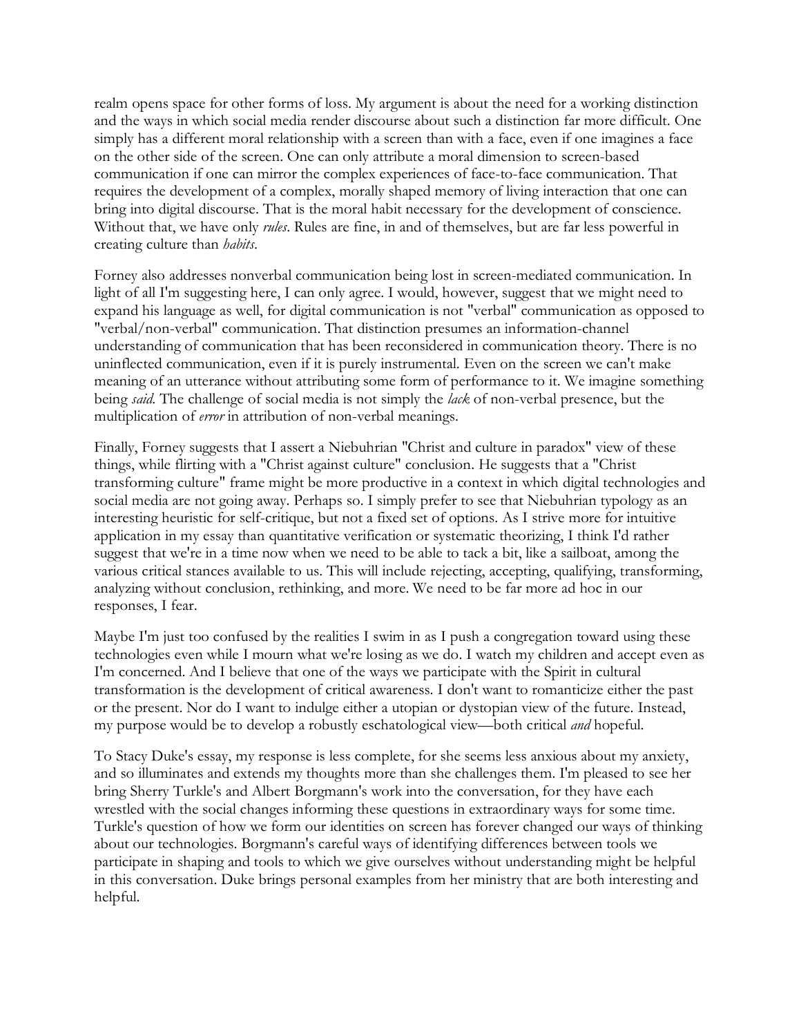realm opens space for other forms of loss. My argument is about the need for a working distinction and the ways in which social media render discourse about such a distinction far more difficult. One simply has a different moral relationship with a screen than with a face, even if one imagines a face on the other side of the screen. One can only attribute a moral dimension to screen-based communication if one can mirror the complex experiences of face-to-face communication. That requires the development of a complex, morally shaped memory of living interaction that one can bring into digital discourse. That is the moral habit necessary for the development of conscience. Without that, we have only *rules*. Rules are fine, in and of themselves, but are far less powerful in creating culture than *habits*.

Forney also addresses nonverbal communication being lost in screen-mediated communication. In light of all I'm suggesting here, I can only agree. I would, however, suggest that we might need to expand his language as well, for digital communication is not "verbal" communication as opposed to "verbal/non-verbal" communication. That distinction presumes an information-channel understanding of communication that has been reconsidered in communication theory. There is no uninflected communication, even if it is purely instrumental. Even on the screen we can't make meaning of an utterance without attributing some form of performance to it. We imagine something being *said*. The challenge of social media is not simply the *lack* of non-verbal presence, but the multiplication of *error* in attribution of non-verbal meanings.

Finally, Forney suggests that I assert a Niebuhrian "Christ and culture in paradox" view of these things, while flirting with a "Christ against culture" conclusion. He suggests that a "Christ transforming culture" frame might be more productive in a context in which digital technologies and social media are not going away. Perhaps so. I simply prefer to see that Niebuhrian typology as an interesting heuristic for self-critique, but not a fixed set of options. As I strive more for intuitive application in my essay than quantitative verification or systematic theorizing, I think I'd rather suggest that we're in a time now when we need to be able to tack a bit, like a sailboat, among the various critical stances available to us. This will include rejecting, accepting, qualifying, transforming, analyzing without conclusion, rethinking, and more. We need to be far more ad hoc in our responses, I fear.

Maybe I'm just too confused by the realities I swim in as I push a congregation toward using these technologies even while I mourn what we're losing as we do. I watch my children and accept even as I'm concerned. And I believe that one of the ways we participate with the Spirit in cultural transformation is the development of critical awareness. I don't want to romanticize either the past or the present. Nor do I want to indulge either a utopian or dystopian view of the future. Instead, my purpose would be to develop a robustly eschatological view—both critical *and* hopeful.

To Stacy Duke's essay, my response is less complete, for she seems less anxious about my anxiety, and so illuminates and extends my thoughts more than she challenges them. I'm pleased to see her bring Sherry Turkle's and Albert Borgmann's work into the conversation, for they have each wrestled with the social changes informing these questions in extraordinary ways for some time. Turkle's question of how we form our identities on screen has forever changed our ways of thinking about our technologies. Borgmann's careful ways of identifying differences between tools we participate in shaping and tools to which we give ourselves without understanding might be helpful in this conversation. Duke brings personal examples from her ministry that are both interesting and helpful.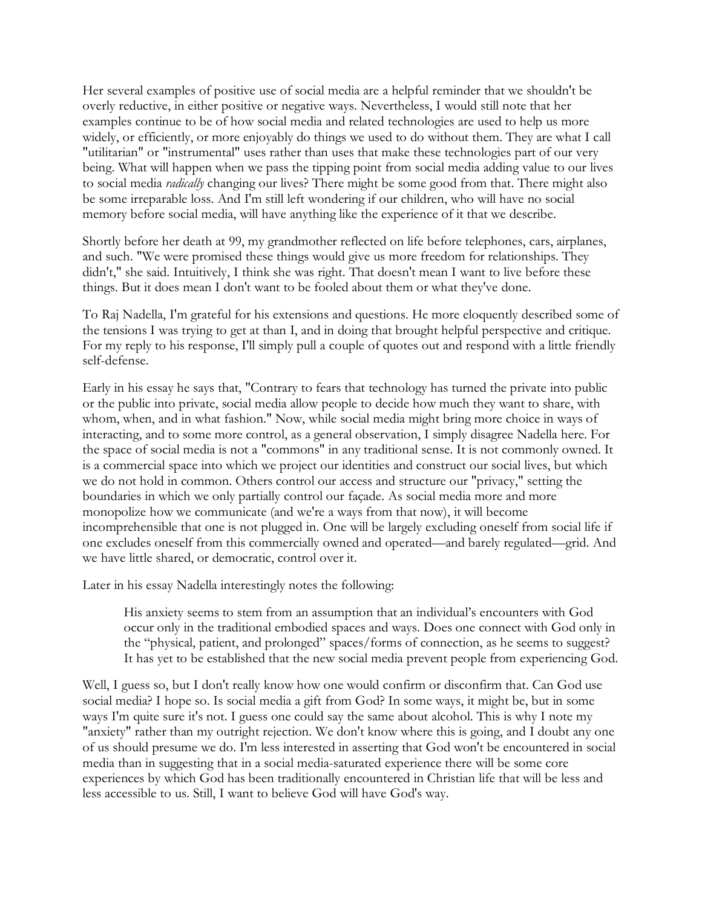Her several examples of positive use of social media are a helpful reminder that we shouldn't be overly reductive, in either positive or negative ways. Nevertheless, I would still note that her examples continue to be of how social media and related technologies are used to help us more widely, or efficiently, or more enjoyably do things we used to do without them. They are what I call "utilitarian" or "instrumental" uses rather than uses that make these technologies part of our very being. What will happen when we pass the tipping point from social media adding value to our lives to social media *radically* changing our lives? There might be some good from that. There might also be some irreparable loss. And I'm still left wondering if our children, who will have no social memory before social media, will have anything like the experience of it that we describe.

Shortly before her death at 99, my grandmother reflected on life before telephones, cars, airplanes, and such. "We were promised these things would give us more freedom for relationships. They didn't," she said. Intuitively, I think she was right. That doesn't mean I want to live before these things. But it does mean I don't want to be fooled about them or what they've done.

To Raj Nadella, I'm grateful for his extensions and questions. He more eloquently described some of the tensions I was trying to get at than I, and in doing that brought helpful perspective and critique. For my reply to his response, I'll simply pull a couple of quotes out and respond with a little friendly self-defense.

Early in his essay he says that, "Contrary to fears that technology has turned the private into public or the public into private, social media allow people to decide how much they want to share, with whom, when, and in what fashion." Now, while social media might bring more choice in ways of interacting, and to some more control, as a general observation, I simply disagree Nadella here. For the space of social media is not a "commons" in any traditional sense. It is not commonly owned. It is a commercial space into which we project our identities and construct our social lives, but which we do not hold in common. Others control our access and structure our "privacy," setting the boundaries in which we only partially control our façade. As social media more and more monopolize how we communicate (and we're a ways from that now), it will become incomprehensible that one is not plugged in. One will be largely excluding oneself from social life if one excludes oneself from this commercially owned and operated—and barely regulated—grid. And we have little shared, or democratic, control over it.

Later in his essay Nadella interestingly notes the following:

> His anxiety seems to stem from an assumption that an individual's encounters with God occur only in the traditional embodied spaces and ways. Does one connect with God only in the "physical, patient, and prolonged" spaces/forms of connection, as he seems to suggest? It has yet to be established that the new social media prevent people from experiencing God.

Well, I guess so, but I don't really know how one would confirm or disconfirm that. Can God use social media? I hope so. Is social media a gift from God? In some ways, it might be, but in some ways I'm quite sure it's not. I guess one could say the same about alcohol. This is why I note my "anxiety" rather than my outright rejection. We don't know where this is going, and I doubt any one of us should presume we do. I'm less interested in asserting that God won't be encountered in social media than in suggesting that in a social media-saturated experience there will be some core experiences by which God has been traditionally encountered in Christian life that will be less and less accessible to us. Still, I want to believe God will have God's way.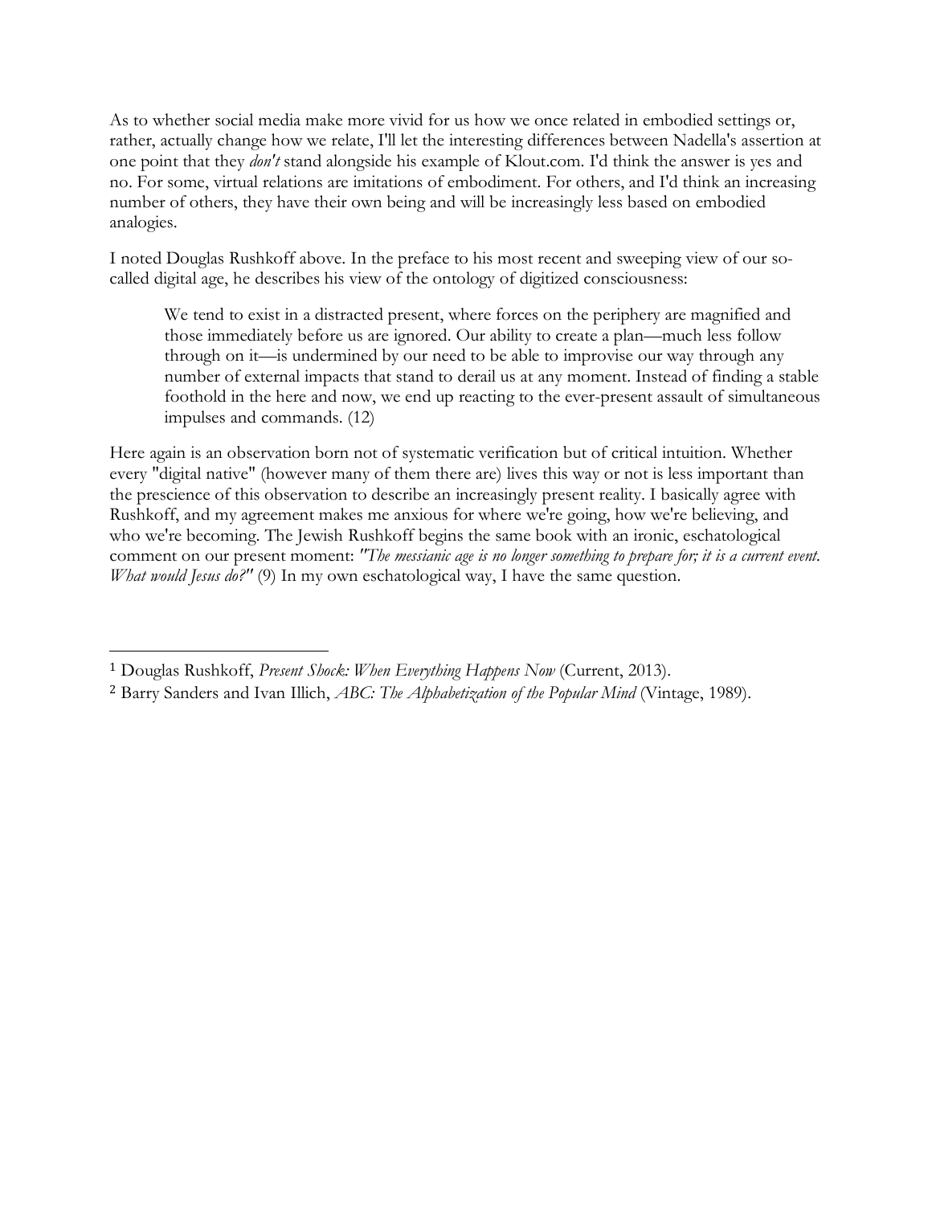As to whether social media make more vivid for us how we once related in embodied settings or, rather, actually change how we relate, I'll let the interesting differences between Nadella's assertion at one point that they *don't* stand alongside his example of Klout.com. I'd think the answer is yes and no. For some, virtual relations are imitations of embodiment. For others, and I'd think an increasing number of others, they have their own being and will be increasingly less based on embodied analogies.

I noted Douglas Rushkoff above. In the preface to his most recent and sweeping view of our so-called digital age, he describes his view of the ontology of digitized consciousness:

> We tend to exist in a distracted present, where forces on the periphery are magnified and those immediately before us are ignored. Our ability to create a plan—much less follow through on it—is undermined by our need to be able to improvise our way through any number of external impacts that stand to derail us at any moment. Instead of finding a stable foothold in the here and now, we end up reacting to the ever-present assault of simultaneous impulses and commands. (12)

Here again is an observation born not of systematic verification but of critical intuition. Whether every "digital native" (however many of them there are) lives this way or not is less important than the prescience of this observation to describe an increasingly present reality. I basically agree with Rushkoff, and my agreement makes me anxious for where we're going, how we're believing, and who we're becoming. The Jewish Rushkoff begins the same book with an ironic, eschatological comment on our present moment: *"The messianic age is no longer something to prepare for; it is a current event. What would Jesus do?"* (9) In my own eschatological way, I have the same question.

---

[1] Douglas Rushkoff, *Present Shock: When Everything Happens Now* (Current, 2013).

[2] Barry Sanders and Ivan Illich, *ABC: The Alphabetization of the Popular Mind* (Vintage, 1989).